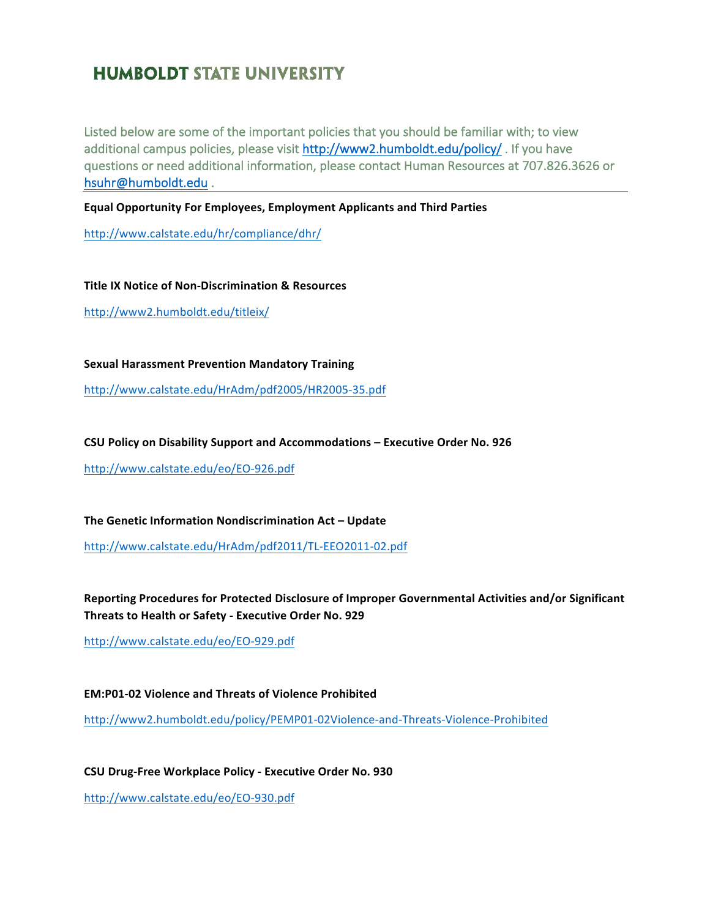# HUMBOLDT STATE UNIVERSITY

Listed below are some of the important policies that you should be familiar with; to view additional campus policies, please visit http://www2.humboldt.edu/policy/ . If you have questions or need additional information, please contact Human Resources at 707.826.3626 or hsuhr@humboldt.edu .

---

**Equal Opportunity For Employees, Employment Applicants and Third Parties**

http://www.calstate.edu/hr/compliance/dhr/

**Title IX Notice of Non-Discrimination & Resources**

http://www2.humboldt.edu/titleix/

**Sexual Harassment Prevention Mandatory Training**

http://www.calstate.edu/HrAdm/pdf2005/HR2005-35.pdf

**CSU Policy on Disability Support and Accommodations – Executive Order No. 926**

http://www.calstate.edu/eo/EO-926.pdf

**The Genetic Information Nondiscrimination Act – Update**

http://www.calstate.edu/HrAdm/pdf2011/TL-EEO2011-02.pdf

**Reporting Procedures for Protected Disclosure of Improper Governmental Activities and/or Significant Threats to Health or Safety - Executive Order No. 929**

http://www.calstate.edu/eo/EO-929.pdf

**EM:P01-02 Violence and Threats of Violence Prohibited**

http://www2.humboldt.edu/policy/PEMP01-02Violence-and-Threats-Violence-Prohibited

**CSU Drug-Free Workplace Policy - Executive Order No. 930**

http://www.calstate.edu/eo/EO-930.pdf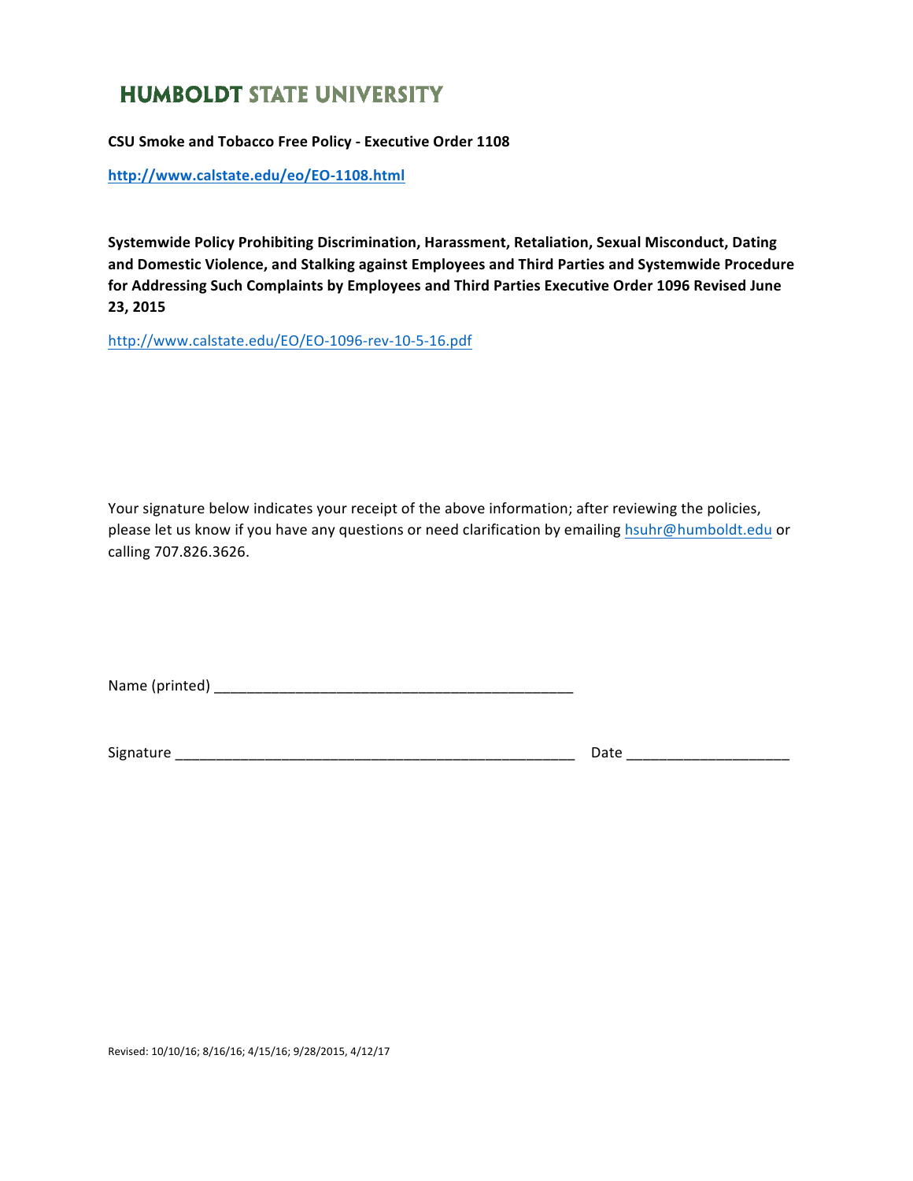# HUMBOLDT STATE UNIVERSITY

**CSU Smoke and Tobacco Free Policy - Executive Order 1108**

**http://www.calstate.edu/eo/EO-1108.html**

**Systemwide Policy Prohibiting Discrimination, Harassment, Retaliation, Sexual Misconduct, Dating and Domestic Violence, and Stalking against Employees and Third Parties and Systemwide Procedure for Addressing Such Complaints by Employees and Third Parties Executive Order 1096 Revised June 23, 2015**

http://www.calstate.edu/EO/EO-1096-rev-10-5-16.pdf

Your signature below indicates your receipt of the above information; after reviewing the policies, please let us know if you have any questions or need clarification by emailing hsuhr@humboldt.edu or calling 707.826.3626.

Name (printed) ____________________________________________

Signature _________________________________________________ Date ___________________

Revised: 10/10/16; 8/16/16; 4/15/16; 9/28/2015, 4/12/17